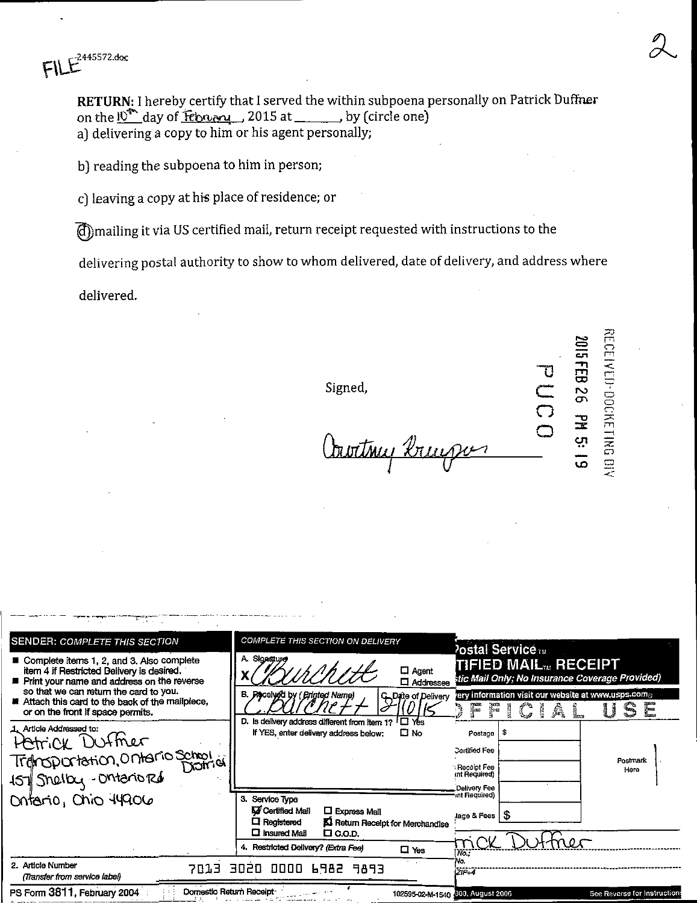FILE 2445572.doc

2

**RETURN**: I hereby certify that I served the within subpoena personally on Patrick Duffner on the 10th day of February, 2015 at _______, by (circle one)

a) delivering a copy to him or his agent personally;

b) reading the subpoena to him in person;

c) leaving a copy at his place of residence; or

(d) mailing it via US certified mail, return receipt requested with instructions to the delivering postal authority to show to whom delivered, date of delivery, and address where delivered.

RECEIVED-DOCKETING DIV
2015 FEB 26 PM 5:19
PUCO

Signed,

Courtney Krueger

---

**SENDER: COMPLETE THIS SECTION**

- Complete items 1, 2, and 3. Also complete item 4 if Restricted Delivery is desired.
- Print your name and address on the reverse so that we can return the card to you.
- Attach this card to the back of the mailpiece, or on the front if space permits.

1. Article Addressed to:

Patrick Duffner
Transportation, Ontario School District
457 Shelby - Ontario Rd
Ontario, Ohio 44906

**COMPLETE THIS SECTION ON DELIVERY**

A. Signature
X C Burchett ☐ Agent ☐ Addressee

B. Received by (Printed Name) C Burchett C. Date of Delivery 2/10/15

D. Is delivery address different from item 1? ☐ Yes
If YES, enter delivery address below: ☐ No

3. Service Type
☑ Certified Mail ☐ Express Mail
☐ Registered ☒ Return Receipt for Merchandise
☐ Insured Mail ☐ C.O.D.

4. Restricted Delivery? (Extra Fee) ☐ Yes

2. Article Number
(Transfer from service label) 7013 3020 0000 6982 9893

PS Form 3811, February 2004 Domestic Return Receipt 102595-02-M-1540

Postal Service
TIFIED MAIL RECEIPT
tic Mail Only; No Insurance Coverage Provided)
ery information visit our website at www.usps.com
OFFICIAL USE

Postage $
Certified Fee
Return Receipt Fee (Endorsement Required)
Restricted Delivery Fee (Endorsement Required)
Total Postage & Fees $

Postmark Here

rick Duffner

300, August 2006 See Reverse for Instructions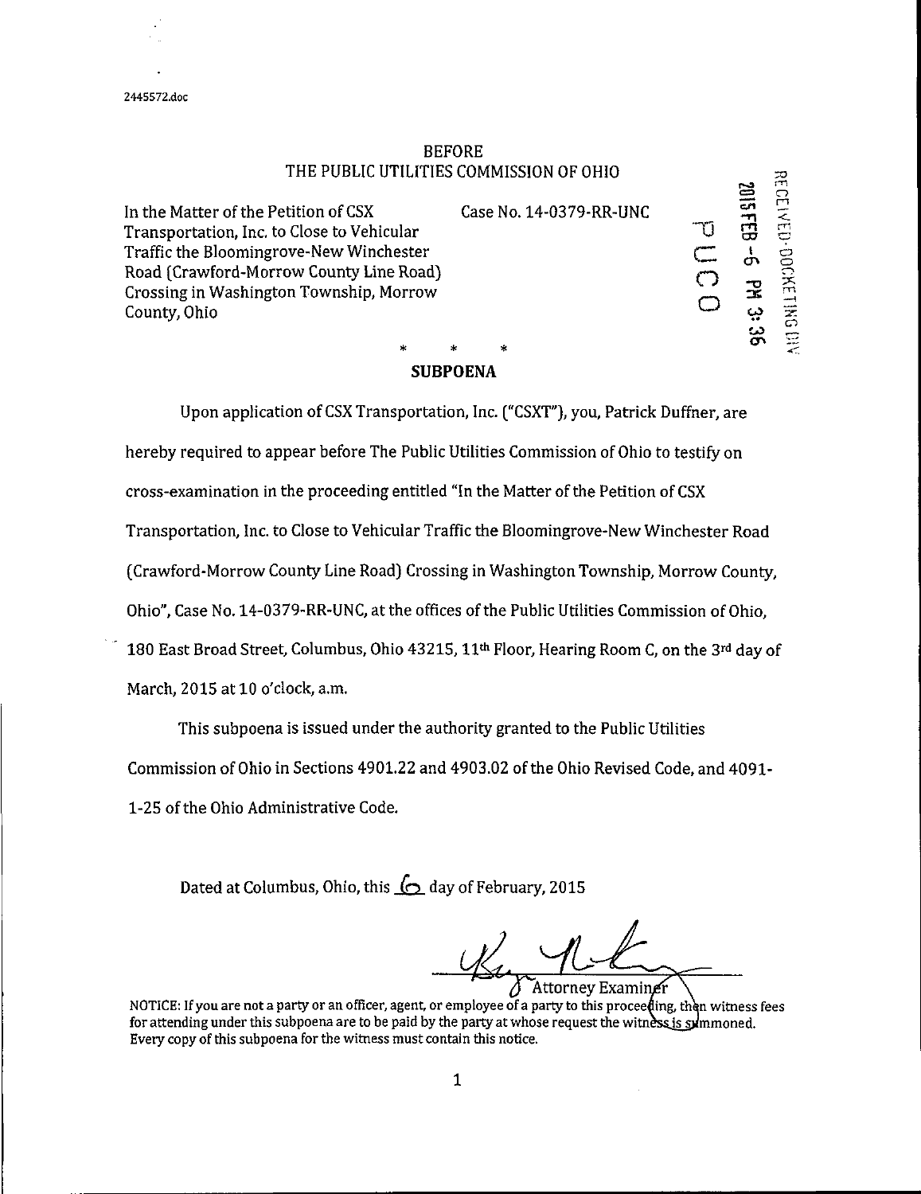2445572.doc

BEFORE
THE PUBLIC UTILITIES COMMISSION OF OHIO

RECEIVED-DOCKETING DIV
2015 FEB -6 PM 3:36
PUCO

| | |
|---|---|
| In the Matter of the Petition of CSX Transportation, Inc. to Close to Vehicular Traffic the Bloomingrove-New Winchester Road (Crawford-Morrow County Line Road) Crossing in Washington Township, Morrow County, Ohio | Case No. 14-0379-RR-UNC |

\* \* \*

**SUBPOENA**

Upon application of CSX Transportation, Inc. ("CSXT"), you, Patrick Duffner, are hereby required to appear before The Public Utilities Commission of Ohio to testify on cross-examination in the proceeding entitled "In the Matter of the Petition of CSX Transportation, Inc. to Close to Vehicular Traffic the Bloomingrove-New Winchester Road (Crawford-Morrow County Line Road) Crossing in Washington Township, Morrow County, Ohio", Case No. 14-0379-RR-UNC, at the offices of the Public Utilities Commission of Ohio, 180 East Broad Street, Columbus, Ohio 43215, 11th Floor, Hearing Room C, on the 3rd day of March, 2015 at 10 o'clock, a.m.

This subpoena is issued under the authority granted to the Public Utilities Commission of Ohio in Sections 4901.22 and 4903.02 of the Ohio Revised Code, and 4091-1-25 of the Ohio Administrative Code.

Dated at Columbus, Ohio, this 6 day of February, 2015

Attorney Examiner

NOTICE: If you are not a party or an officer, agent, or employee of a party to this proceeding, then witness fees for attending under this subpoena are to be paid by the party at whose request the witness is summoned. Every copy of this subpoena for the witness must contain this notice.